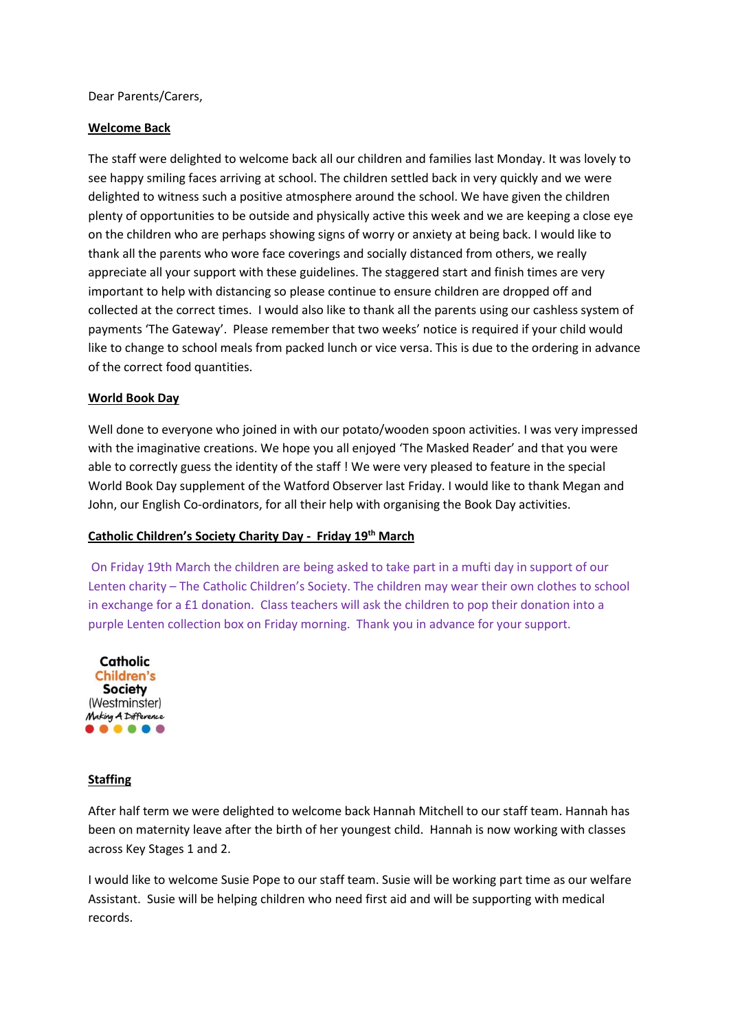Dear Parents/Carers,

**Welcome Back**

The staff were delighted to welcome back all our children and families last Monday. It was lovely to see happy smiling faces arriving at school. The children settled back in very quickly and we were delighted to witness such a positive atmosphere around the school. We have given the children plenty of opportunities to be outside and physically active this week and we are keeping a close eye on the children who are perhaps showing signs of worry or anxiety at being back. I would like to thank all the parents who wore face coverings and socially distanced from others, we really appreciate all your support with these guidelines. The staggered start and finish times are very important to help with distancing so please continue to ensure children are dropped off and collected at the correct times. I would also like to thank all the parents using our cashless system of payments 'The Gateway'. Please remember that two weeks' notice is required if your child would like to change to school meals from packed lunch or vice versa. This is due to the ordering in advance of the correct food quantities.

**World Book Day**

Well done to everyone who joined in with our potato/wooden spoon activities. I was very impressed with the imaginative creations. We hope you all enjoyed 'The Masked Reader' and that you were able to correctly guess the identity of the staff ! We were very pleased to feature in the special World Book Day supplement of the Watford Observer last Friday. I would like to thank Megan and John, our English Co-ordinators, for all their help with organising the Book Day activities.

**Catholic Children's Society Charity Day - Friday 19th March**

On Friday 19th March the children are being asked to take part in a mufti day in support of our Lenten charity – The Catholic Children's Society. The children may wear their own clothes to school in exchange for a £1 donation. Class teachers will ask the children to pop their donation into a purple Lenten collection box on Friday morning. Thank you in advance for your support.

Catholic Children's Society (Westminster) Making A Difference

**Staffing**

After half term we were delighted to welcome back Hannah Mitchell to our staff team. Hannah has been on maternity leave after the birth of her youngest child. Hannah is now working with classes across Key Stages 1 and 2.

I would like to welcome Susie Pope to our staff team. Susie will be working part time as our welfare Assistant. Susie will be helping children who need first aid and will be supporting with medical records.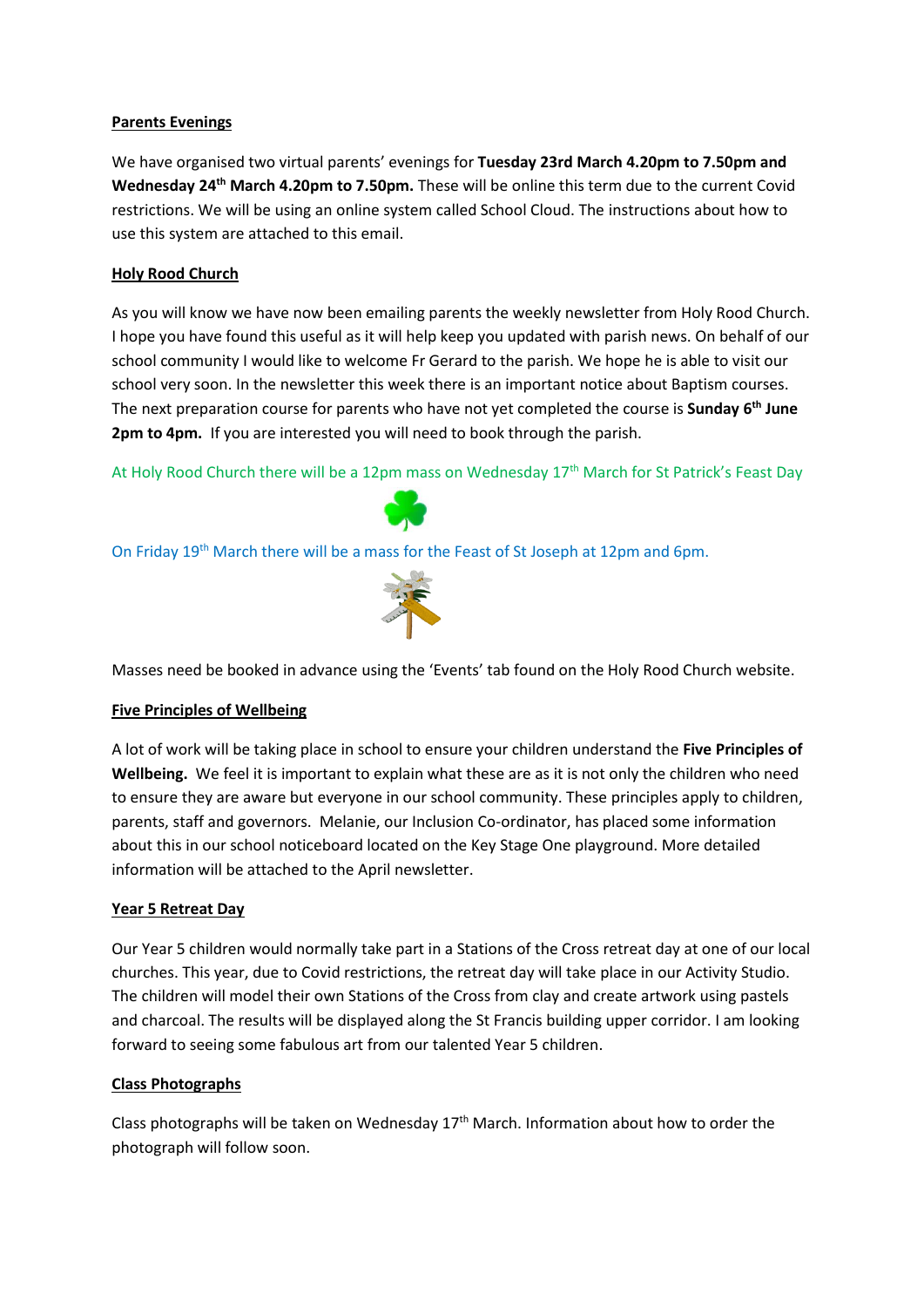**Parents Evenings**

We have organised two virtual parents' evenings for **Tuesday 23rd March 4.20pm to 7.50pm and Wednesday 24th March 4.20pm to 7.50pm.** These will be online this term due to the current Covid restrictions. We will be using an online system called School Cloud. The instructions about how to use this system are attached to this email.

**Holy Rood Church**

As you will know we have now been emailing parents the weekly newsletter from Holy Rood Church. I hope you have found this useful as it will help keep you updated with parish news. On behalf of our school community I would like to welcome Fr Gerard to the parish. We hope he is able to visit our school very soon. In the newsletter this week there is an important notice about Baptism courses. The next preparation course for parents who have not yet completed the course is **Sunday 6th June 2pm to 4pm.** If you are interested you will need to book through the parish.

At Holy Rood Church there will be a 12pm mass on Wednesday 17th March for St Patrick's Feast Day

On Friday 19th March there will be a mass for the Feast of St Joseph at 12pm and 6pm.

Masses need be booked in advance using the 'Events' tab found on the Holy Rood Church website.

**Five Principles of Wellbeing**

A lot of work will be taking place in school to ensure your children understand the **Five Principles of Wellbeing.** We feel it is important to explain what these are as it is not only the children who need to ensure they are aware but everyone in our school community. These principles apply to children, parents, staff and governors. Melanie, our Inclusion Co-ordinator, has placed some information about this in our school noticeboard located on the Key Stage One playground. More detailed information will be attached to the April newsletter.

**Year 5 Retreat Day**

Our Year 5 children would normally take part in a Stations of the Cross retreat day at one of our local churches. This year, due to Covid restrictions, the retreat day will take place in our Activity Studio. The children will model their own Stations of the Cross from clay and create artwork using pastels and charcoal. The results will be displayed along the St Francis building upper corridor. I am looking forward to seeing some fabulous art from our talented Year 5 children.

**Class Photographs**

Class photographs will be taken on Wednesday 17th March. Information about how to order the photograph will follow soon.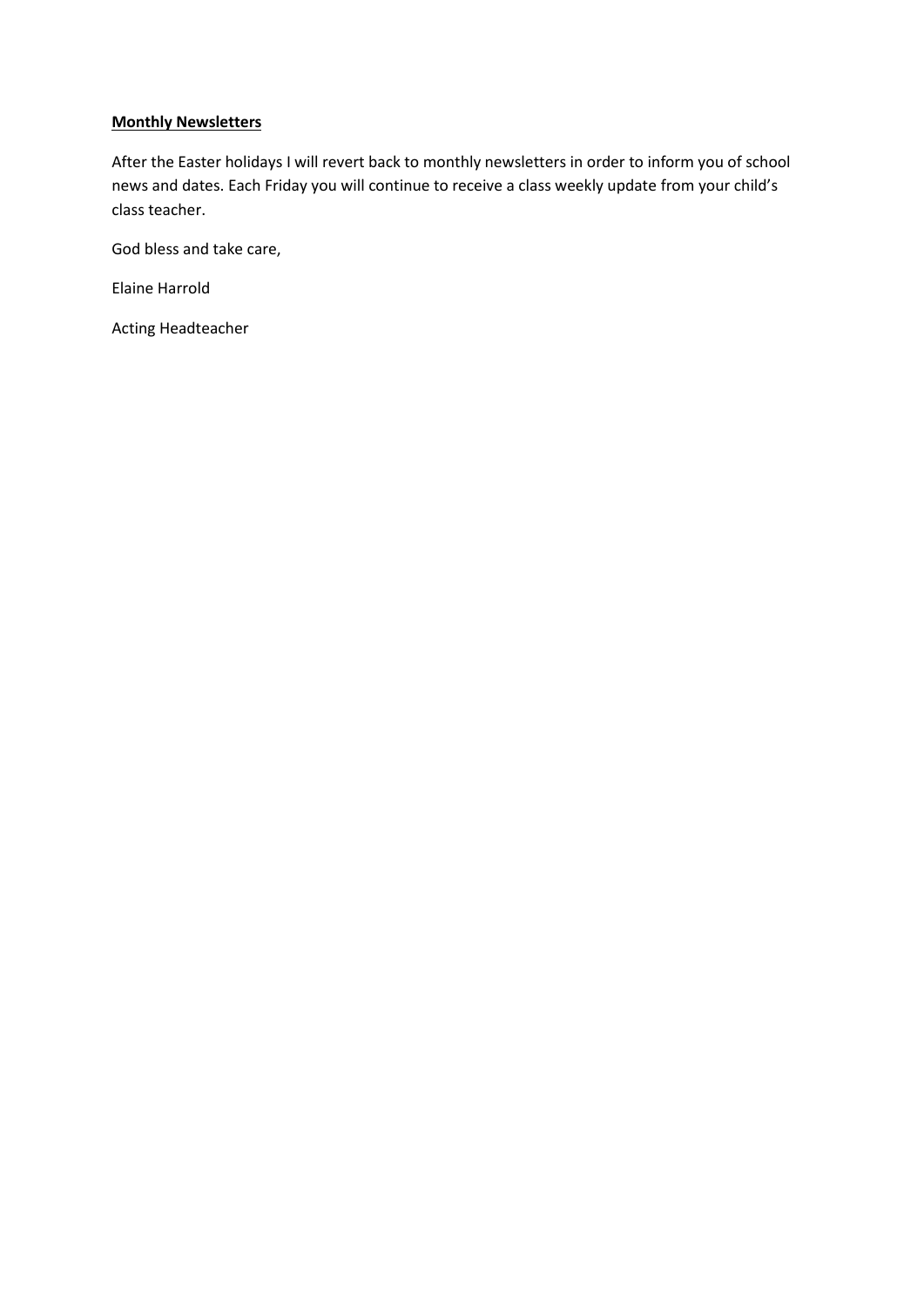**Monthly Newsletters**

After the Easter holidays I will revert back to monthly newsletters in order to inform you of school news and dates. Each Friday you will continue to receive a class weekly update from your child's class teacher.

God bless and take care,

Elaine Harrold

Acting Headteacher